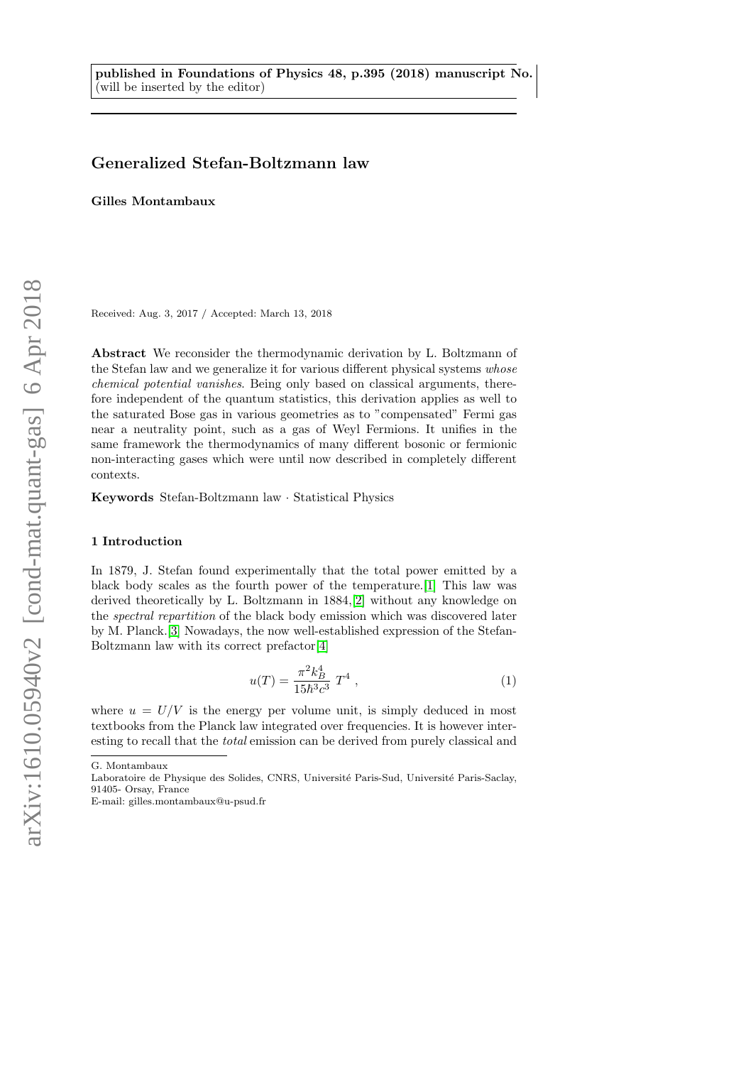**published in Foundations of Physics 48, p.395 (2018) manuscript No.**
(will be inserted by the editor)

# Generalized Stefan-Boltzmann law

**Gilles Montambaux**

Received: Aug. 3, 2017 / Accepted: March 13, 2018

**Abstract** We reconsider the thermodynamic derivation by L. Boltzmann of the Stefan law and we generalize it for various different physical systems *whose chemical potential vanishes*. Being only based on classical arguments, therefore independent of the quantum statistics, this derivation applies as well to the saturated Bose gas in various geometries as to "compensated" Fermi gas near a neutrality point, such as a gas of Weyl Fermions. It unifies in the same framework the thermodynamics of many different bosonic or fermionic non-interacting gases which were until now described in completely different contexts.

**Keywords** Stefan-Boltzmann law · Statistical Physics

## 1 Introduction

In 1879, J. Stefan found experimentally that the total power emitted by a black body scales as the fourth power of the temperature.[1] This law was derived theoretically by L. Boltzmann in 1884,[2] without any knowledge on the *spectral repartition* of the black body emission which was discovered later by M. Planck.[3] Nowadays, the now well-established expression of the Stefan-Boltzmann law with its correct prefactor[4]

$$u(T) = \frac{\pi^2 k_B^4}{15\hbar^3 c^3}\ T^4\ , \tag{1}$$

where $u = U/V$ is the energy per volume unit, is simply deduced in most textbooks from the Planck law integrated over frequencies. It is however interesting to recall that the *total* emission can be derived from purely classical and

G. Montambaux
Laboratoire de Physique des Solides, CNRS, Université Paris-Sud, Université Paris-Saclay, 91405- Orsay, France
E-mail: gilles.montambaux@u-psud.fr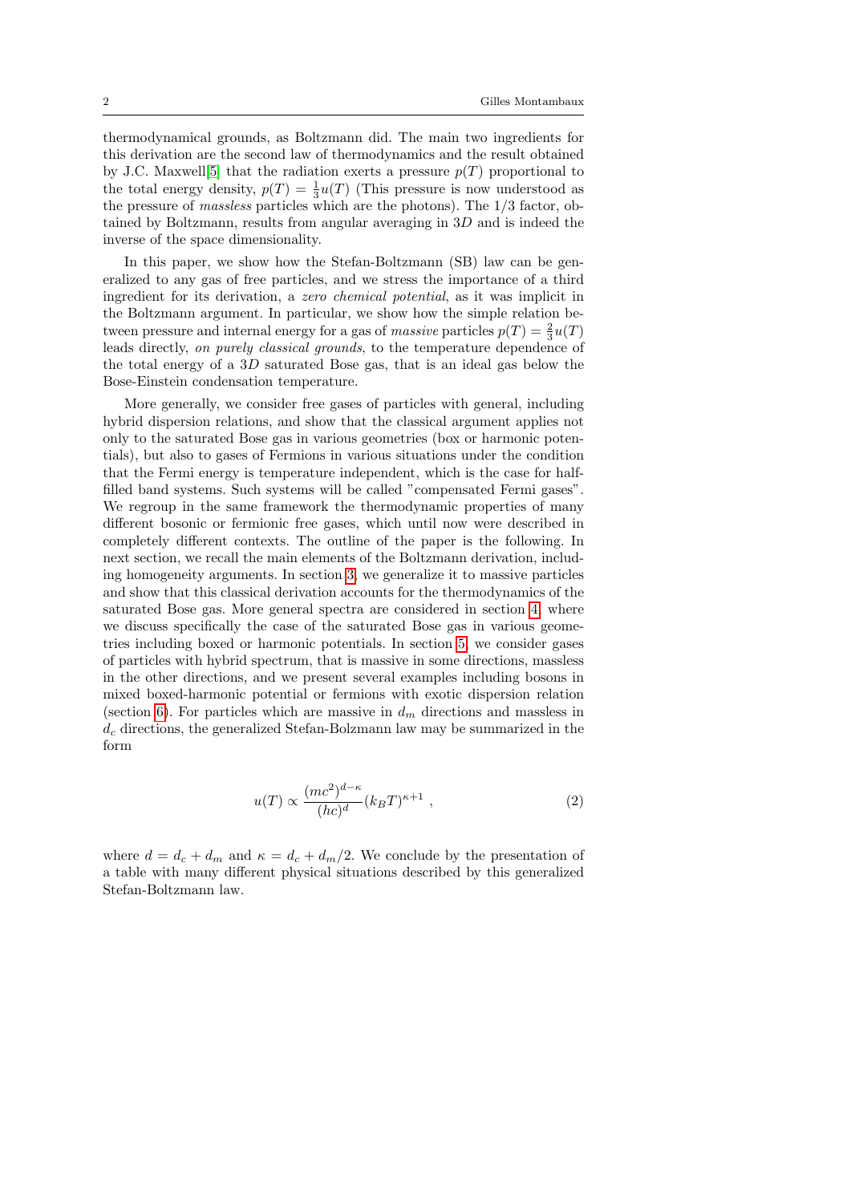thermodynamical grounds, as Boltzmann did. The main two ingredients for this derivation are the second law of thermodynamics and the result obtained by J.C. Maxwell[5] that the radiation exerts a pressure $p(T)$ proportional to the total energy density, $p(T) = \frac{1}{3}u(T)$ (This pressure is now understood as the pressure of *massless* particles which are the photons). The $1/3$ factor, obtained by Boltzmann, results from angular averaging in $3D$ and is indeed the inverse of the space dimensionality.

In this paper, we show how the Stefan-Boltzmann (SB) law can be generalized to any gas of free particles, and we stress the importance of a third ingredient for its derivation, a *zero chemical potential*, as it was implicit in the Boltzmann argument. In particular, we show how the simple relation between pressure and internal energy for a gas of *massive* particles $p(T) = \frac{2}{3}u(T)$ leads directly, *on purely classical grounds*, to the temperature dependence of the total energy of a $3D$ saturated Bose gas, that is an ideal gas below the Bose-Einstein condensation temperature.

More generally, we consider free gases of particles with general, including hybrid dispersion relations, and show that the classical argument applies not only to the saturated Bose gas in various geometries (box or harmonic potentials), but also to gases of Fermions in various situations under the condition that the Fermi energy is temperature independent, which is the case for half-filled band systems. Such systems will be called "compensated Fermi gases". We regroup in the same framework the thermodynamic properties of many different bosonic or fermionic free gases, which until now were described in completely different contexts. The outline of the paper is the following. In next section, we recall the main elements of the Boltzmann derivation, including homogeneity arguments. In section 3, we generalize it to massive particles and show that this classical derivation accounts for the thermodynamics of the saturated Bose gas. More general spectra are considered in section 4, where we discuss specifically the case of the saturated Bose gas in various geometries including boxed or harmonic potentials. In section 5, we consider gases of particles with hybrid spectrum, that is massive in some directions, massless in the other directions, and we present several examples including bosons in mixed boxed-harmonic potential or fermions with exotic dispersion relation (section 6). For particles which are massive in $d_m$ directions and massless in $d_c$ directions, the generalized Stefan-Bolzmann law may be summarized in the form

$$u(T) \propto \frac{(mc^2)^{d-\kappa}}{(hc)^d}(k_B T)^{\kappa+1} , \tag{2}$$

where $d = d_c + d_m$ and $\kappa = d_c + d_m/2$. We conclude by the presentation of a table with many different physical situations described by this generalized Stefan-Boltzmann law.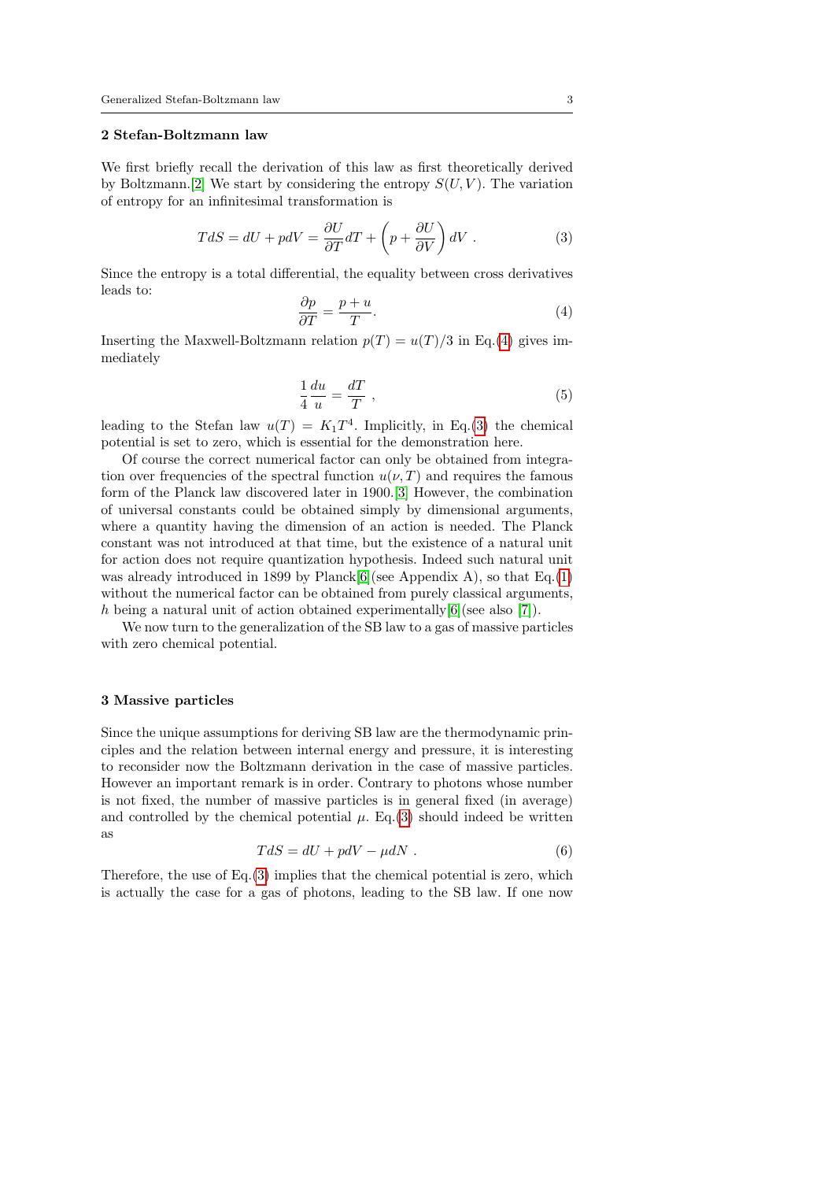## 2 Stefan-Boltzmann law

We first briefly recall the derivation of this law as first theoretically derived by Boltzmann.[2] We start by considering the entropy $S(U,V)$. The variation of entropy for an infinitesimal transformation is

$$TdS = dU + pdV = \frac{\partial U}{\partial T}dT + \left(p + \frac{\partial U}{\partial V}\right)dV \ . \tag{3}$$

Since the entropy is a total differential, the equality between cross derivatives leads to:

$$\frac{\partial p}{\partial T} = \frac{p+u}{T}. \tag{4}$$

Inserting the Maxwell-Boltzmann relation $p(T) = u(T)/3$ in Eq.(4) gives immediately

$$\frac{1}{4}\frac{du}{u} = \frac{dT}{T} \ , \tag{5}$$

leading to the Stefan law $u(T) = K_1 T^4$. Implicitly, in Eq.(3) the chemical potential is set to zero, which is essential for the demonstration here.

Of course the correct numerical factor can only be obtained from integration over frequencies of the spectral function $u(\nu, T)$ and requires the famous form of the Planck law discovered later in 1900.[3] However, the combination of universal constants could be obtained simply by dimensional arguments, where a quantity having the dimension of an action is needed. The Planck constant was not introduced at that time, but the existence of a natural unit for action does not require quantization hypothesis. Indeed such natural unit was already introduced in 1899 by Planck[6](see Appendix A), so that Eq.(1) without the numerical factor can be obtained from purely classical arguments, $h$ being a natural unit of action obtained experimentally[6](see also [7]).

We now turn to the generalization of the SB law to a gas of massive particles with zero chemical potential.

## 3 Massive particles

Since the unique assumptions for deriving SB law are the thermodynamic principles and the relation between internal energy and pressure, it is interesting to reconsider now the Boltzmann derivation in the case of massive particles. However an important remark is in order. Contrary to photons whose number is not fixed, the number of massive particles is in general fixed (in average) and controlled by the chemical potential $\mu$. Eq.(3) should indeed be written as

$$TdS = dU + pdV - \mu dN \ . \tag{6}$$

Therefore, the use of Eq.(3) implies that the chemical potential is zero, which is actually the case for a gas of photons, leading to the SB law. If one now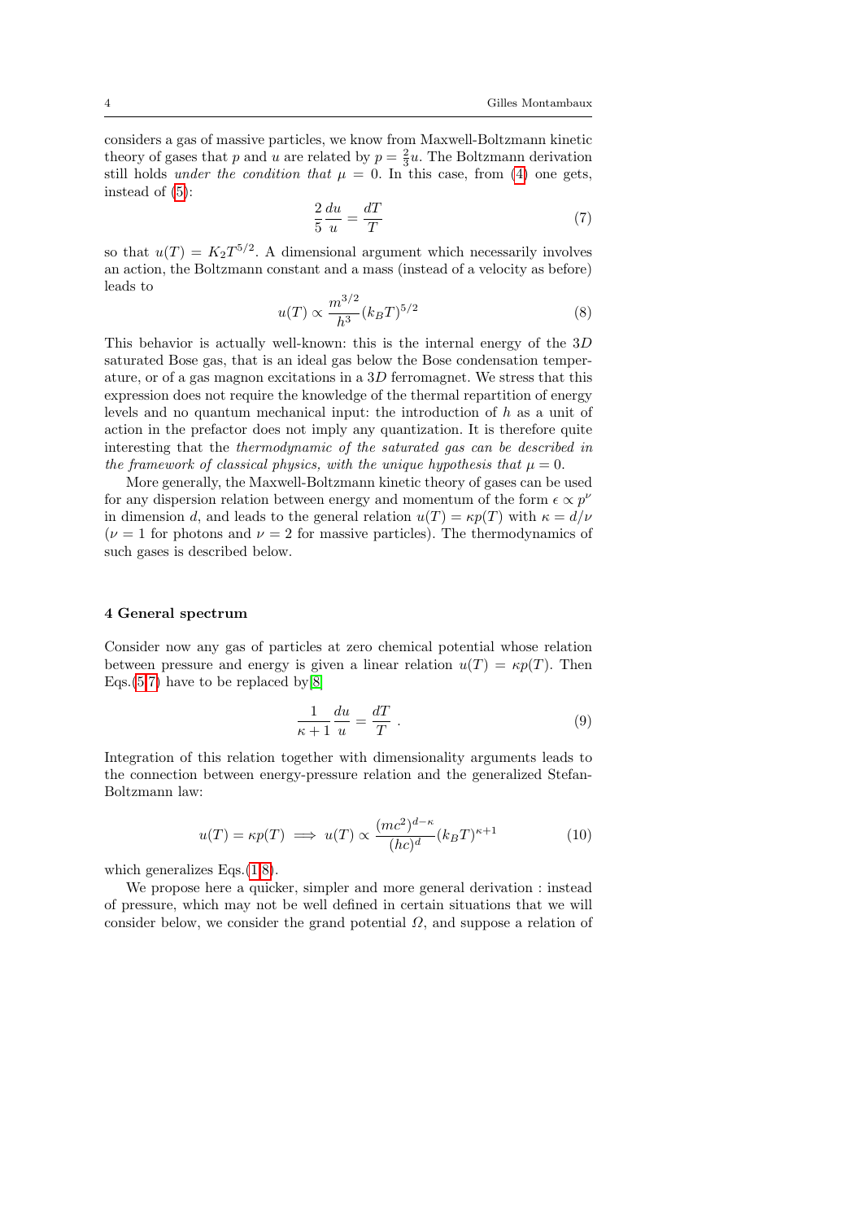considers a gas of massive particles, we know from Maxwell-Boltzmann kinetic theory of gases that $p$ and $u$ are related by $p = \frac{2}{3}u$. The Boltzmann derivation still holds *under the condition that* $\mu = 0$. In this case, from (4) one gets, instead of (5):

$$\frac{2}{5}\frac{du}{u} = \frac{dT}{T} \tag{7}$$

so that $u(T) = K_2 T^{5/2}$. A dimensional argument which necessarily involves an action, the Boltzmann constant and a mass (instead of a velocity as before) leads to

$$u(T) \propto \frac{m^{3/2}}{h^3}(k_B T)^{5/2} \tag{8}$$

This behavior is actually well-known: this is the internal energy of the $3D$ saturated Bose gas, that is an ideal gas below the Bose condensation temperature, or of a gas magnon excitations in a $3D$ ferromagnet. We stress that this expression does not require the knowledge of the thermal repartition of energy levels and no quantum mechanical input: the introduction of $h$ as a unit of action in the prefactor does not imply any quantization. It is therefore quite interesting that the *thermodynamic of the saturated gas can be described in the framework of classical physics, with the unique hypothesis that* $\mu = 0$.

More generally, the Maxwell-Boltzmann kinetic theory of gases can be used for any dispersion relation between energy and momentum of the form $\epsilon \propto p^\nu$ in dimension $d$, and leads to the general relation $u(T) = \kappa p(T)$ with $\kappa = d/\nu$ ($\nu = 1$ for photons and $\nu = 2$ for massive particles). The thermodynamics of such gases is described below.

## 4 General spectrum

Consider now any gas of particles at zero chemical potential whose relation between pressure and energy is given a linear relation $u(T) = \kappa p(T)$. Then Eqs.(5,7) have to be replaced by[8]

$$\frac{1}{\kappa+1}\frac{du}{u} = \frac{dT}{T} \ . \tag{9}$$

Integration of this relation together with dimensionality arguments leads to the connection between energy-pressure relation and the generalized Stefan-Boltzmann law:

$$u(T) = \kappa p(T) \implies u(T) \propto \frac{(mc^2)^{d-\kappa}}{(hc)^d}(k_B T)^{\kappa+1} \tag{10}$$

which generalizes Eqs.(1,8).

We propose here a quicker, simpler and more general derivation : instead of pressure, which may not be well defined in certain situations that we will consider below, we consider the grand potential $\Omega$, and suppose a relation of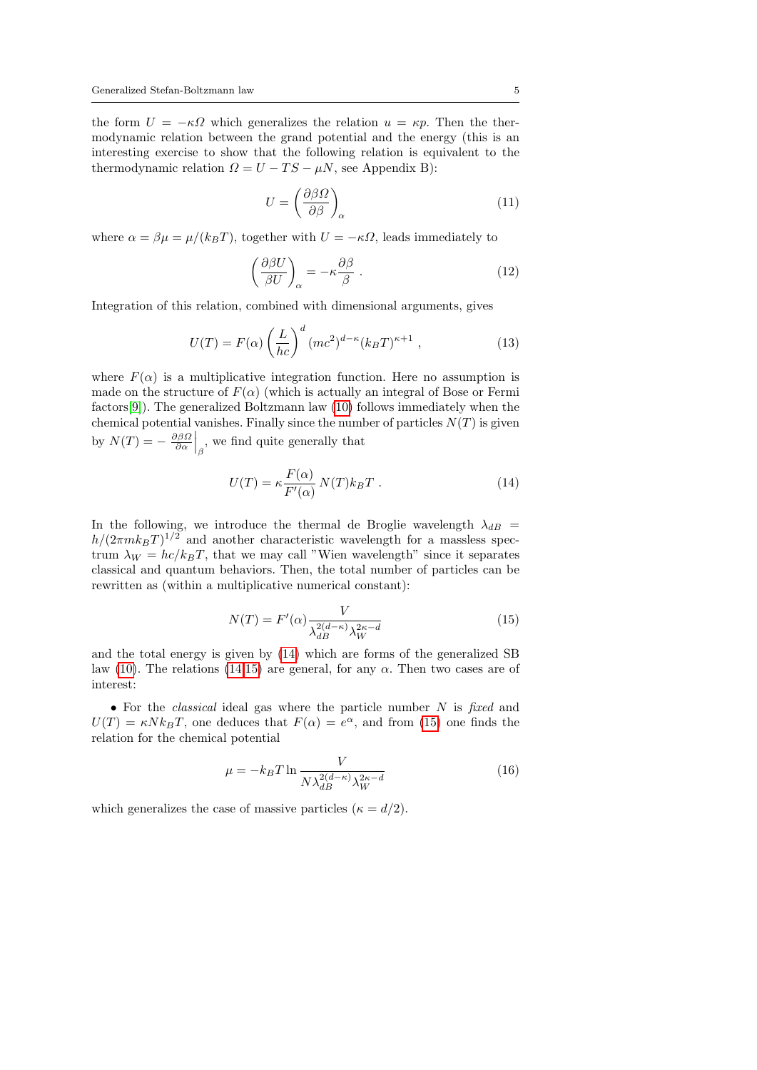the form $U = -\kappa\Omega$ which generalizes the relation $u = \kappa p$. Then the thermodynamic relation between the grand potential and the energy (this is an interesting exercise to show that the following relation is equivalent to the thermodynamic relation $\Omega = U - TS - \mu N$, see Appendix B):

$$U = \left(\frac{\partial \beta \Omega}{\partial \beta}\right)_\alpha \tag{11}$$

where $\alpha = \beta\mu = \mu/(k_B T)$, together with $U = -\kappa\Omega$, leads immediately to

$$\left(\frac{\partial \beta U}{\beta U}\right)_\alpha = -\kappa \frac{\partial \beta}{\beta} \; . \tag{12}$$

Integration of this relation, combined with dimensional arguments, gives

$$U(T) = F(\alpha) \left(\frac{L}{hc}\right)^d (mc^2)^{d-\kappa} (k_B T)^{\kappa+1} \; , \tag{13}$$

where $F(\alpha)$ is a multiplicative integration function. Here no assumption is made on the structure of $F(\alpha)$ (which is actually an integral of Bose or Fermi factors[9]). The generalized Boltzmann law (10) follows immediately when the chemical potential vanishes. Finally since the number of particles $N(T)$ is given by $N(T) = -\left.\frac{\partial \beta \Omega}{\partial \alpha}\right|_\beta$, we find quite generally that

$$U(T) = \kappa \frac{F(\alpha)}{F'(\alpha)} \, N(T) k_B T \; . \tag{14}$$

In the following, we introduce the thermal de Broglie wavelength $\lambda_{dB} = h/(2\pi m k_B T)^{1/2}$ and another characteristic wavelength for a massless spectrum $\lambda_W = hc/k_B T$, that we may call "Wien wavelength" since it separates classical and quantum behaviors. Then, the total number of particles can be rewritten as (within a multiplicative numerical constant):

$$N(T) = F'(\alpha) \frac{V}{\lambda_{dB}^{2(d-\kappa)} \lambda_W^{2\kappa-d}} \tag{15}$$

and the total energy is given by (14) which are forms of the generalized SB law (10). The relations (14,15) are general, for any $\alpha$. Then two cases are of interest:

• For the *classical* ideal gas where the particle number $N$ is *fixed* and $U(T) = \kappa N k_B T$, one deduces that $F(\alpha) = e^\alpha$, and from (15) one finds the relation for the chemical potential

$$\mu = -k_B T \ln \frac{V}{N \lambda_{dB}^{2(d-\kappa)} \lambda_W^{2\kappa-d}} \tag{16}$$

which generalizes the case of massive particles ($\kappa = d/2$).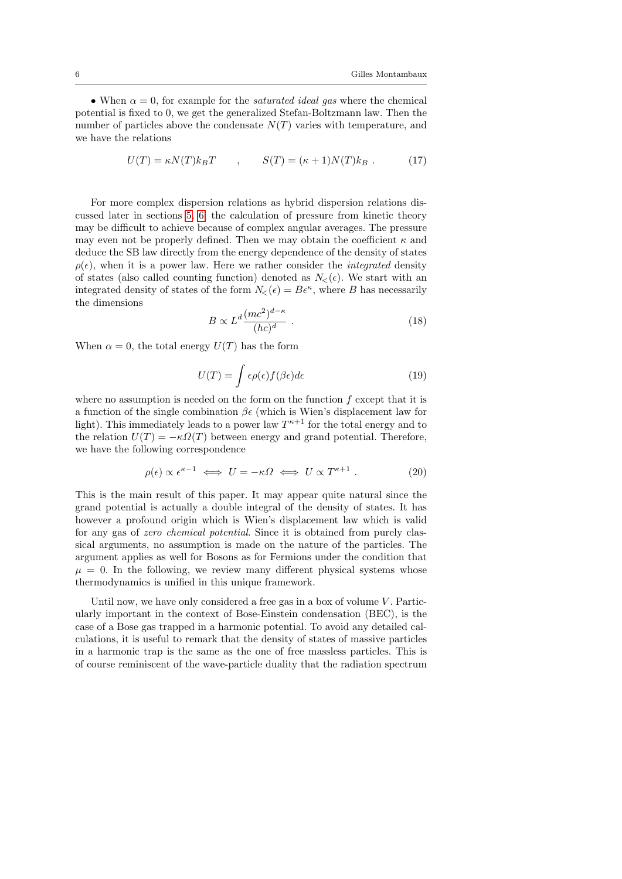• When $\alpha = 0$, for example for the *saturated ideal gas* where the chemical potential is fixed to 0, we get the generalized Stefan-Boltzmann law. Then the number of particles above the condensate $N(T)$ varies with temperature, and we have the relations

$$U(T) = \kappa N(T) k_B T \qquad , \qquad S(T) = (\kappa + 1) N(T) k_B \ . \tag{17}$$

For more complex dispersion relations as hybrid dispersion relations discussed later in sections 5, 6, the calculation of pressure from kinetic theory may be difficult to achieve because of complex angular averages. The pressure may even not be properly defined. Then we may obtain the coefficient $\kappa$ and deduce the SB law directly from the energy dependence of the density of states $\rho(\epsilon)$, when it is a power law. Here we rather consider the *integrated* density of states (also called counting function) denoted as $N_<(\epsilon)$. We start with an integrated density of states of the form $N_<(\epsilon) = B\epsilon^\kappa$, where $B$ has necessarily the dimensions

$$B \propto L^d \frac{(mc^2)^{d-\kappa}}{(hc)^d} \ . \tag{18}$$

When $\alpha = 0$, the total energy $U(T)$ has the form

$$U(T) = \int \epsilon \rho(\epsilon) f(\beta\epsilon) d\epsilon \tag{19}$$

where no assumption is needed on the form on the function $f$ except that it is a function of the single combination $\beta\epsilon$ (which is Wien's displacement law for light). This immediately leads to a power law $T^{\kappa+1}$ for the total energy and to the relation $U(T) = -\kappa\Omega(T)$ between energy and grand potential. Therefore, we have the following correspondence

$$\rho(\epsilon) \propto \epsilon^{\kappa-1} \iff U = -\kappa\Omega \iff U \propto T^{\kappa+1} \ . \tag{20}$$

This is the main result of this paper. It may appear quite natural since the grand potential is actually a double integral of the density of states. It has however a profound origin which is Wien's displacement law which is valid for any gas of *zero chemical potential*. Since it is obtained from purely classical arguments, no assumption is made on the nature of the particles. The argument applies as well for Bosons as for Fermions under the condition that $\mu = 0$. In the following, we review many different physical systems whose thermodynamics is unified in this unique framework.

Until now, we have only considered a free gas in a box of volume $V$. Particularly important in the context of Bose-Einstein condensation (BEC), is the case of a Bose gas trapped in a harmonic potential. To avoid any detailed calculations, it is useful to remark that the density of states of massive particles in a harmonic trap is the same as the one of free massless particles. This is of course reminiscent of the wave-particle duality that the radiation spectrum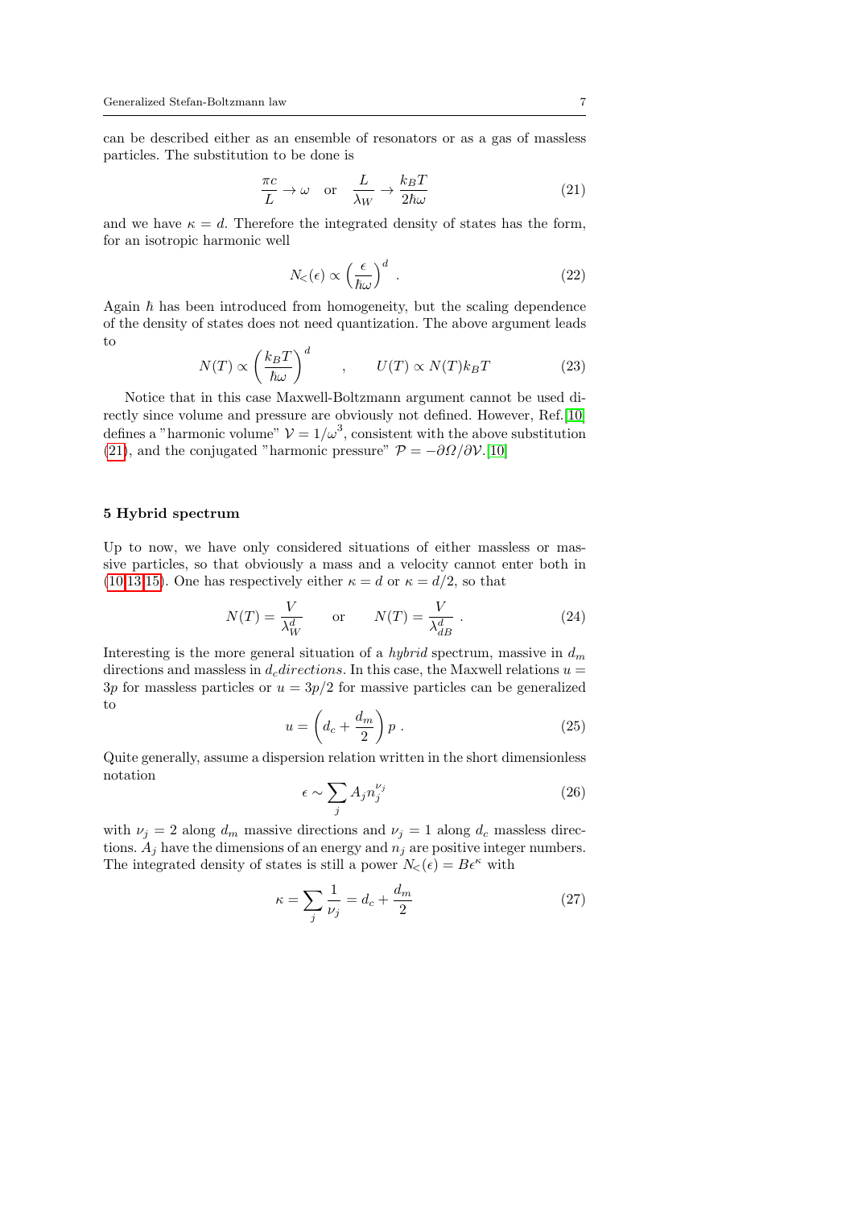can be described either as an ensemble of resonators or as a gas of massless particles. The substitution to be done is

$$\frac{\pi c}{L} \to \omega \quad \text{or} \quad \frac{L}{\lambda_W} \to \frac{k_B T}{2\hbar\omega} \tag{21}$$

and we have $\kappa = d$. Therefore the integrated density of states has the form, for an isotropic harmonic well

$$N_<(\epsilon) \propto \left(\frac{\epsilon}{\hbar\omega}\right)^d . \tag{22}$$

Again $\hbar$ has been introduced from homogeneity, but the scaling dependence of the density of states does not need quantization. The above argument leads to

$$N(T) \propto \left(\frac{k_B T}{\hbar\omega}\right)^d \qquad , \qquad U(T) \propto N(T) k_B T \tag{23}$$

Notice that in this case Maxwell-Boltzmann argument cannot be used directly since volume and pressure are obviously not defined. However, Ref.[10] defines a "harmonic volume" $\mathcal{V} = 1/\omega^3$, consistent with the above substitution (21), and the conjugated "harmonic pressure" $\mathcal{P} = -\partial\Omega/\partial\mathcal{V}$.[10]

## 5 Hybrid spectrum

Up to now, we have only considered situations of either massless or massive particles, so that obviously a mass and a velocity cannot enter both in (10,13,15). One has respectively either $\kappa = d$ or $\kappa = d/2$, so that

$$N(T) = \frac{V}{\lambda_W^d} \qquad \text{or} \qquad N(T) = \frac{V}{\lambda_{dB}^d} . \tag{24}$$

Interesting is the more general situation of a *hybrid* spectrum, massive in $d_m$ directions and massless in $d_c$*directions*. In this case, the Maxwell relations $u = 3p$ for massless particles or $u = 3p/2$ for massive particles can be generalized to

$$u = \left(d_c + \frac{d_m}{2}\right) p . \tag{25}$$

Quite generally, assume a dispersion relation written in the short dimensionless notation

$$\epsilon \sim \sum_j A_j n_j^{\nu_j} \tag{26}$$

with $\nu_j = 2$ along $d_m$ massive directions and $\nu_j = 1$ along $d_c$ massless directions. $A_j$ have the dimensions of an energy and $n_j$ are positive integer numbers. The integrated density of states is still a power $N_<(\epsilon) = B\epsilon^\kappa$ with

$$\kappa = \sum_j \frac{1}{\nu_j} = d_c + \frac{d_m}{2} \tag{27}$$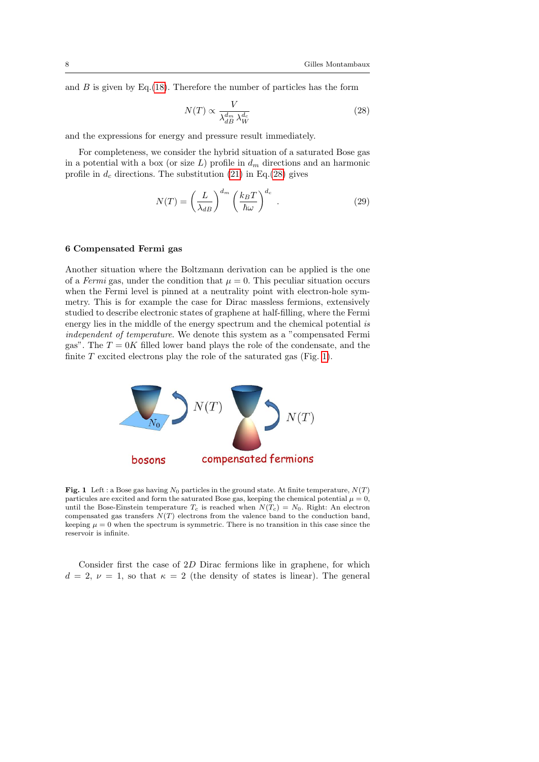and $B$ is given by Eq.(18). Therefore the number of particles has the form

$$N(T) \propto \frac{V}{\lambda_{dB}^{d_m} \lambda_W^{d_c}} \tag{28}$$

and the expressions for energy and pressure result immediately.

For completeness, we consider the hybrid situation of a saturated Bose gas in a potential with a box (or size $L$) profile in $d_m$ directions and an harmonic profile in $d_c$ directions. The substitution (21) in Eq.(28) gives

$$N(T) = \left(\frac{L}{\lambda_{dB}}\right)^{d_m} \left(\frac{k_B T}{\hbar\omega}\right)^{d_c} . \tag{29}$$

## 6 Compensated Fermi gas

Another situation where the Boltzmann derivation can be applied is the one of a *Fermi* gas, under the condition that $\mu = 0$. This peculiar situation occurs when the Fermi level is pinned at a neutrality point with electron-hole symmetry. This is for example the case for Dirac massless fermions, extensively studied to describe electronic states of graphene at half-filling, where the Fermi energy lies in the middle of the energy spectrum and the chemical potential *is independent of temperature*. We denote this system as a "compensated Fermi gas". The $T = 0K$ filled lower band plays the role of the condensate, and the finite $T$ excited electrons play the role of the saturated gas (Fig. 1).

**Fig. 1** Left : a Bose gas having $N_0$ particles in the ground state. At finite temperature, $N(T)$ particles are excited and form the saturated Bose gas, keeping the chemical potential $\mu = 0$, until the Bose-Einstein temperature $T_c$ is reached when $N(T_c) = N_0$. Right: An electron compensated gas transfers $N(T)$ electrons from the valence band to the conduction band, keeping $\mu = 0$ when the spectrum is symmetric. There is no transition in this case since the reservoir is infinite.

Consider first the case of $2D$ Dirac fermions like in graphene, for which $d = 2$, $\nu = 1$, so that $\kappa = 2$ (the density of states is linear). The general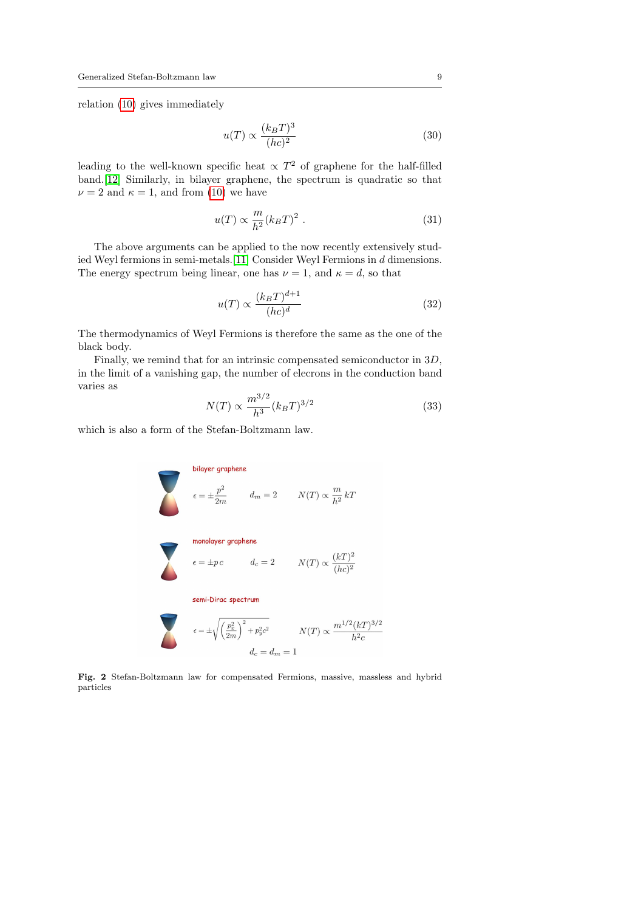relation (10) gives immediately

$$u(T) \propto \frac{(k_B T)^3}{(hc)^2} \tag{30}$$

leading to the well-known specific heat $\propto T^2$ of graphene for the half-filled band.[12] Similarly, in bilayer graphene, the spectrum is quadratic so that $\nu = 2$ and $\kappa = 1$, and from (10) we have

$$u(T) \propto \frac{m}{h^2}(k_B T)^2 \, . \tag{31}$$

The above arguments can be applied to the now recently extensively studied Weyl fermions in semi-metals.[11] Consider Weyl Fermions in $d$ dimensions. The energy spectrum being linear, one has $\nu = 1$, and $\kappa = d$, so that

$$u(T) \propto \frac{(k_B T)^{d+1}}{(hc)^d} \tag{32}$$

The thermodynamics of Weyl Fermions is therefore the same as the one of the black body.

Finally, we remind that for an intrinsic compensated semiconductor in $3D$, in the limit of a vanishing gap, the number of elecrons in the conduction band varies as

$$N(T) \propto \frac{m^{3/2}}{h^3}(k_B T)^{3/2} \tag{33}$$

which is also a form of the Stefan-Boltzmann law.

bilayer graphene

$\epsilon = \pm \frac{p^2}{2m}$ $\quad d_m = 2$ $\quad N(T) \propto \frac{m}{h^2} kT$

monolayer graphene

$\epsilon = \pm p\, c$ $\quad d_c = 2$ $\quad N(T) \propto \frac{(kT)^2}{(hc)^2}$

semi-Dirac spectrum

$\epsilon = \pm\sqrt{\left(\frac{p_x^2}{2m}\right)^2 + p_y^2 c^2}$ $\quad N(T) \propto \frac{m^{1/2}(kT)^{3/2}}{h^2 c}$

$d_c = d_m = 1$

**Fig. 2** Stefan-Boltzmann law for compensated Fermions, massive, massless and hybrid particles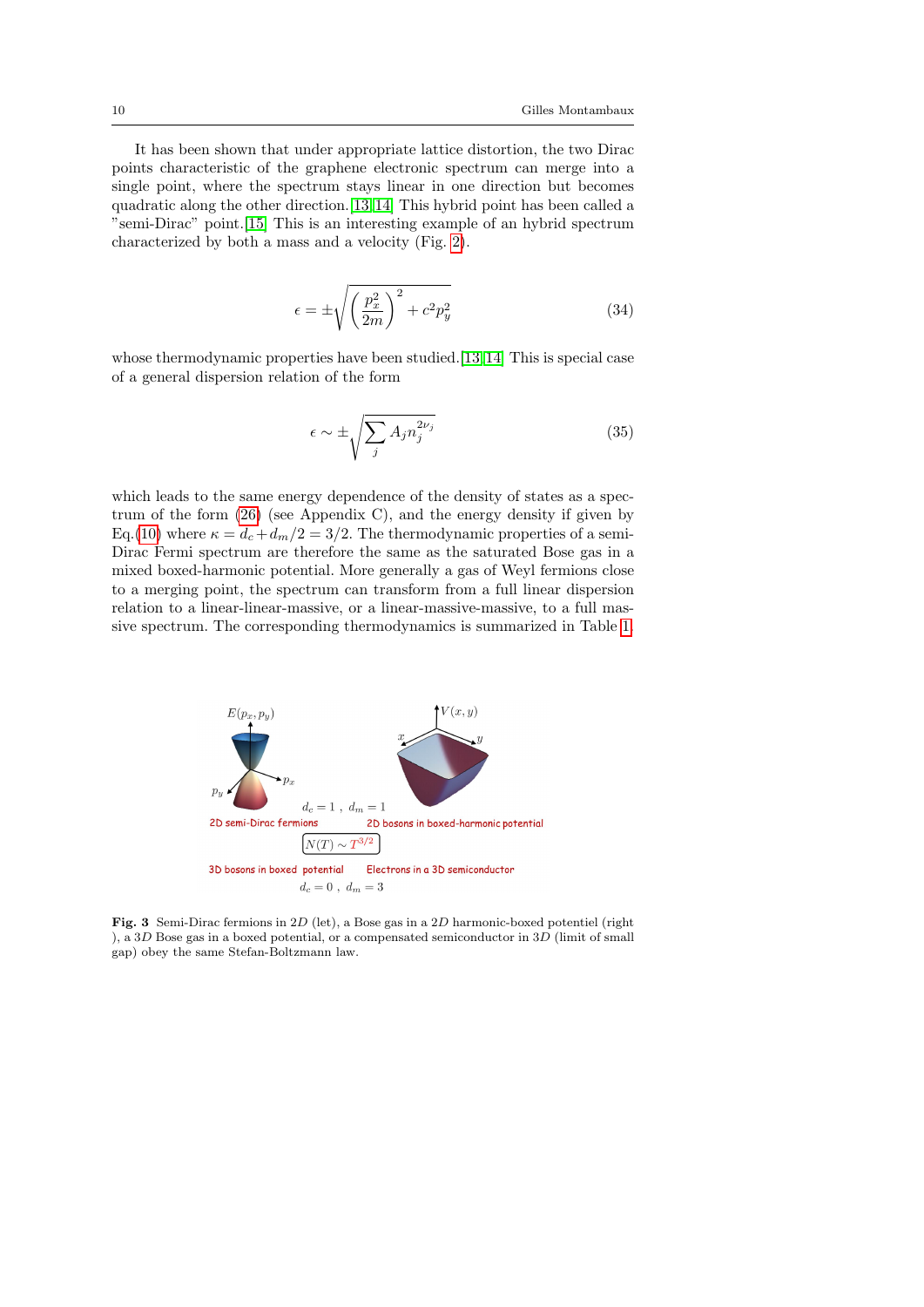It has been shown that under appropriate lattice distortion, the two Dirac points characteristic of the graphene electronic spectrum can merge into a single point, where the spectrum stays linear in one direction but becomes quadratic along the other direction.[13,14] This hybrid point has been called a "semi-Dirac" point.[15] This is an interesting example of an hybrid spectrum characterized by both a mass and a velocity (Fig. 2).

$$\epsilon = \pm\sqrt{\left(\frac{p_x^2}{2m}\right)^2 + c^2 p_y^2} \tag{34}$$

whose thermodynamic properties have been studied.[13,14] This is special case of a general dispersion relation of the form

$$\epsilon \sim \pm\sqrt{\sum_j A_j n_j^{2\nu_j}} \tag{35}$$

which leads to the same energy dependence of the density of states as a spectrum of the form (26) (see Appendix C), and the energy density if given by Eq.(10) where $\kappa = d_c + d_m/2 = 3/2$. The thermodynamic properties of a semi-Dirac Fermi spectrum are therefore the same as the saturated Bose gas in a mixed boxed-harmonic potential. More generally a gas of Weyl fermions close to a merging point, the spectrum can transform from a full linear dispersion relation to a linear-linear-massive, or a linear-massive-massive, to a full massive spectrum. The corresponding thermodynamics is summarized in Table 1.

**Fig. 3** Semi-Dirac fermions in $2D$ (let), a Bose gas in a $2D$ harmonic-boxed potentiel (right ), a $3D$ Bose gas in a boxed potential, or a compensated semiconductor in $3D$ (limit of small gap) obey the same Stefan-Boltzmann law.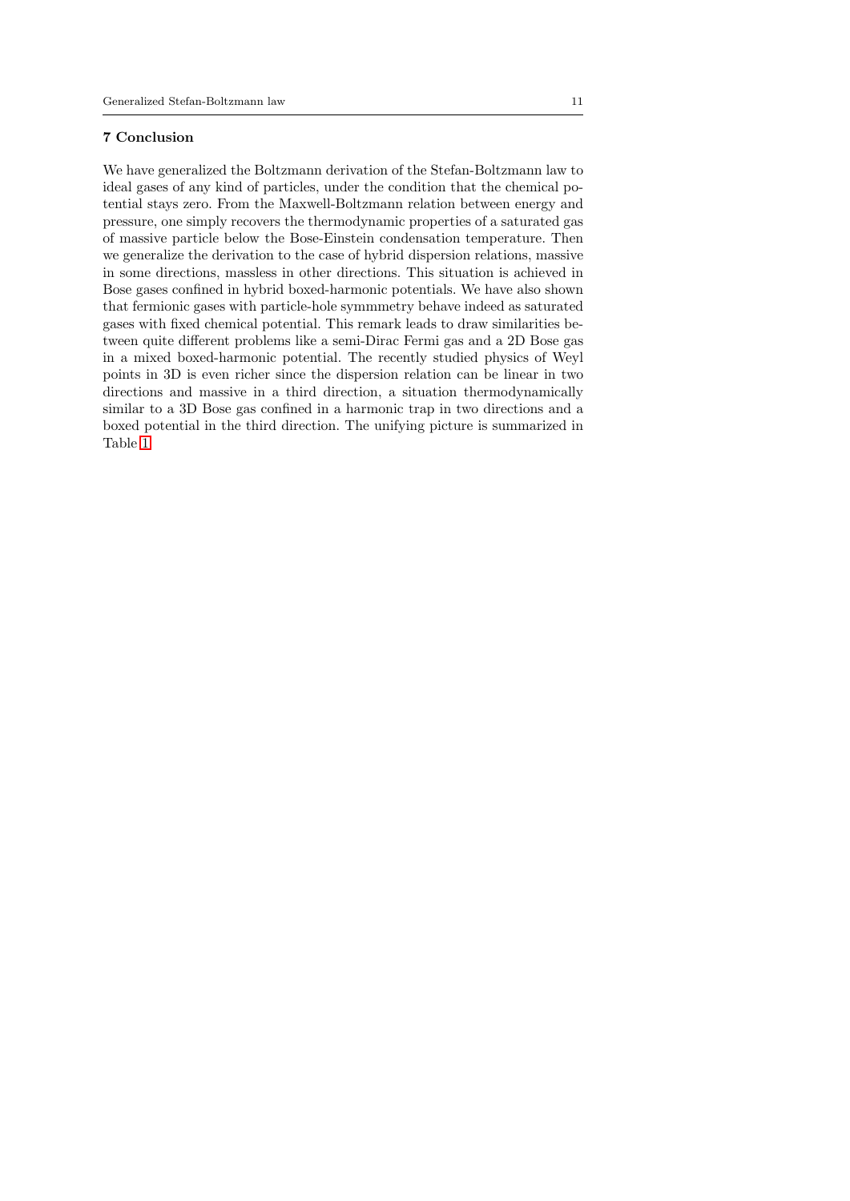## 7 Conclusion

We have generalized the Boltzmann derivation of the Stefan-Boltzmann law to ideal gases of any kind of particles, under the condition that the chemical potential stays zero. From the Maxwell-Boltzmann relation between energy and pressure, one simply recovers the thermodynamic properties of a saturated gas of massive particle below the Bose-Einstein condensation temperature. Then we generalize the derivation to the case of hybrid dispersion relations, massive in some directions, massless in other directions. This situation is achieved in Bose gases confined in hybrid boxed-harmonic potentials. We have also shown that fermionic gases with particle-hole symmmetry behave indeed as saturated gases with fixed chemical potential. This remark leads to draw similarities between quite different problems like a semi-Dirac Fermi gas and a 2D Bose gas in a mixed boxed-harmonic potential. The recently studied physics of Weyl points in 3D is even richer since the dispersion relation can be linear in two directions and massive in a third direction, a situation thermodynamically similar to a 3D Bose gas confined in a harmonic trap in two directions and a boxed potential in the third direction. The unifying picture is summarized in Table 1.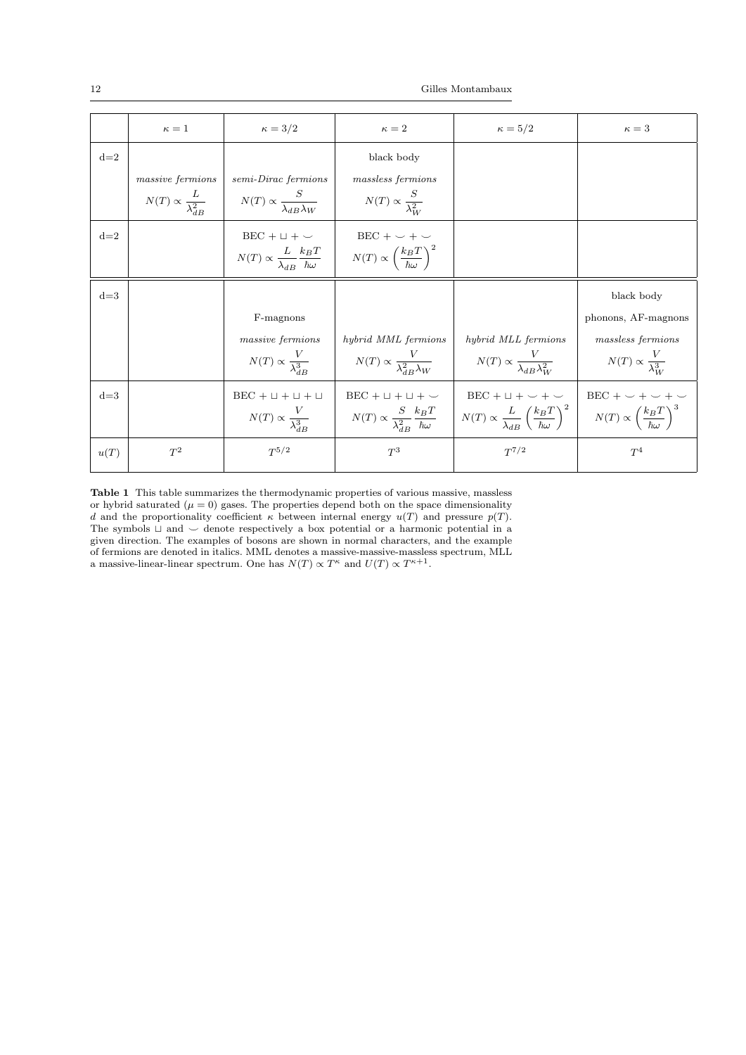| | $\kappa = 1$ | $\kappa = 3/2$ | $\kappa = 2$ | $\kappa = 5/2$ | $\kappa = 3$ |
|---|---|---|---|---|---|
| d=2 | *massive fermions* $N(T) \propto \dfrac{L}{\lambda_{dB}^2}$ | *semi-Dirac fermions* $N(T) \propto \dfrac{S}{\lambda_{dB}\lambda_W}$ | black body *massless fermions* $N(T) \propto \dfrac{S}{\lambda_W^2}$ | | |
| d=2 | | BEC + $\sqcup$ + $\smile$ $N(T) \propto \dfrac{L}{\lambda_{dB}} \dfrac{k_B T}{\hbar\omega}$ | BEC + $\smile$ + $\smile$ $N(T) \propto \left(\dfrac{k_B T}{\hbar\omega}\right)^2$ | | |
| d=3 | | F-magnons *massive fermions* $N(T) \propto \dfrac{V}{\lambda_{dB}^3}$ | *hybrid MML fermions* $N(T) \propto \dfrac{V}{\lambda_{dB}^2\lambda_W}$ | *hybrid MLL fermions* $N(T) \propto \dfrac{V}{\lambda_{dB}\lambda_W^2}$ | black body phonons, AF-magnons *massless fermions* $N(T) \propto \dfrac{V}{\lambda_W^3}$ |
| d=3 | | BEC + $\sqcup$ + $\sqcup$ + $\sqcup$ $N(T) \propto \dfrac{V}{\lambda_{dB}^3}$ | BEC + $\sqcup$ + $\sqcup$ + $\smile$ $N(T) \propto \dfrac{S}{\lambda_{dB}^2} \dfrac{k_B T}{\hbar\omega}$ | BEC + $\sqcup$ + $\smile$ + $\smile$ $N(T) \propto \dfrac{L}{\lambda_{dB}} \left(\dfrac{k_B T}{\hbar\omega}\right)^2$ | BEC + $\smile$ + $\smile$ + $\smile$ $N(T) \propto \left(\dfrac{k_B T}{\hbar\omega}\right)^3$ |
| $u(T)$ | $T^2$ | $T^{5/2}$ | $T^3$ | $T^{7/2}$ | $T^4$ |

**Table 1** This table summarizes the thermodynamic properties of various massive, massless or hybrid saturated ($\mu = 0$) gases. The properties depend both on the space dimensionality $d$ and the proportionality coefficient $\kappa$ between internal energy $u(T)$ and pressure $p(T)$. The symbols $\sqcup$ and $\smile$ denote respectively a box potential or a harmonic potential in a given direction. The examples of bosons are shown in normal characters, and the example of fermions are denoted in italics. MML denotes a massive-massive-massless spectrum, MLL a massive-linear-linear spectrum. One has $N(T) \propto T^{\kappa}$ and $U(T) \propto T^{\kappa+1}$.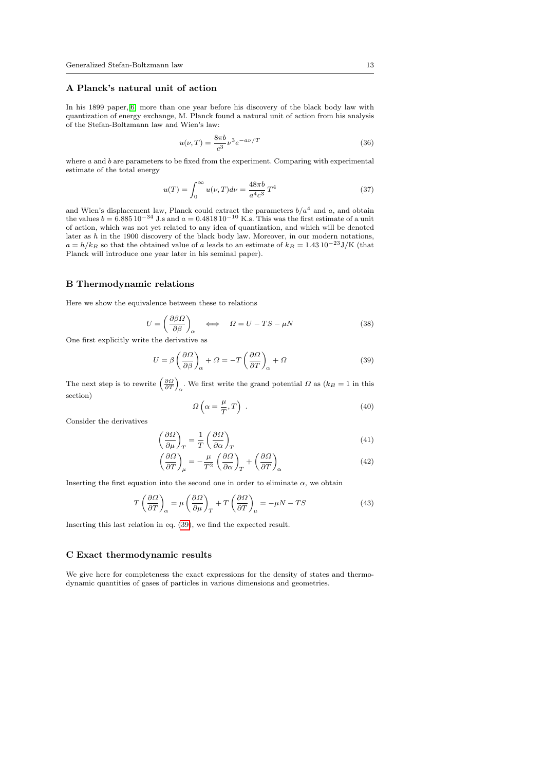## A Planck's natural unit of action

In his 1899 paper,[6] more than one year before his discovery of the black body law with quantization of energy exchange, M. Planck found a natural unit of action from his analysis of the Stefan-Boltzmann law and Wien's law:

$$u(\nu, T) = \frac{8\pi b}{c^3}\nu^3 e^{-a\nu/T} \tag{36}$$

where $a$ and $b$ are parameters to be fixed from the experiment. Comparing with experimental estimate of the total energy

$$u(T) = \int_0^\infty u(\nu, T)d\nu = \frac{48\pi b}{a^4 c^3}\, T^4 \tag{37}$$

and Wien's displacement law, Planck could extract the parameters $b/a^4$ and $a$, and obtain the values $b = 6.885\, 10^{-34}$ J.s and $a = 0.4818\, 10^{-10}$ K.s. This was the first estimate of a unit of action, which was not yet related to any idea of quantization, and which will be denoted later as $h$ in the 1900 discovery of the black body law. Moreover, in our modern notations, $a = h/k_B$ so that the obtained value of $a$ leads to an estimate of $k_B = 1.43\, 10^{-23}$J/K (that Planck will introduce one year later in his seminal paper).

## B Thermodynamic relations

Here we show the equivalence between these to relations

$$U = \left(\frac{\partial \beta \Omega}{\partial \beta}\right)_\alpha \quad \Longleftrightarrow \quad \Omega = U - TS - \mu N \tag{38}$$

One first explicitly write the derivative as

$$U = \beta\left(\frac{\partial \Omega}{\partial \beta}\right)_\alpha + \Omega = -T\left(\frac{\partial \Omega}{\partial T}\right)_\alpha + \Omega \tag{39}$$

The next step is to rewrite $\left(\frac{\partial \Omega}{\partial T}\right)_\alpha$. We first write the grand potential $\Omega$ as ($k_B = 1$ in this section)

$$\Omega\left(\alpha = \frac{\mu}{T}, T\right)\ . \tag{40}$$

Consider the derivatives

$$\left(\frac{\partial \Omega}{\partial \mu}\right)_T = \frac{1}{T}\left(\frac{\partial \Omega}{\partial \alpha}\right)_T \tag{41}$$

$$\left(\frac{\partial \Omega}{\partial T}\right)_\mu = -\frac{\mu}{T^2}\left(\frac{\partial \Omega}{\partial \alpha}\right)_T + \left(\frac{\partial \Omega}{\partial T}\right)_\alpha \tag{42}$$

Inserting the first equation into the second one in order to eliminate $\alpha$, we obtain

$$T\left(\frac{\partial \Omega}{\partial T}\right)_\alpha = \mu\left(\frac{\partial \Omega}{\partial \mu}\right)_T + T\left(\frac{\partial \Omega}{\partial T}\right)_\mu = -\mu N - TS \tag{43}$$

Inserting this last relation in eq. (39), we find the expected result.

## C Exact thermodynamic results

We give here for completeness the exact expressions for the density of states and thermodynamic quantities of gases of particles in various dimensions and geometries.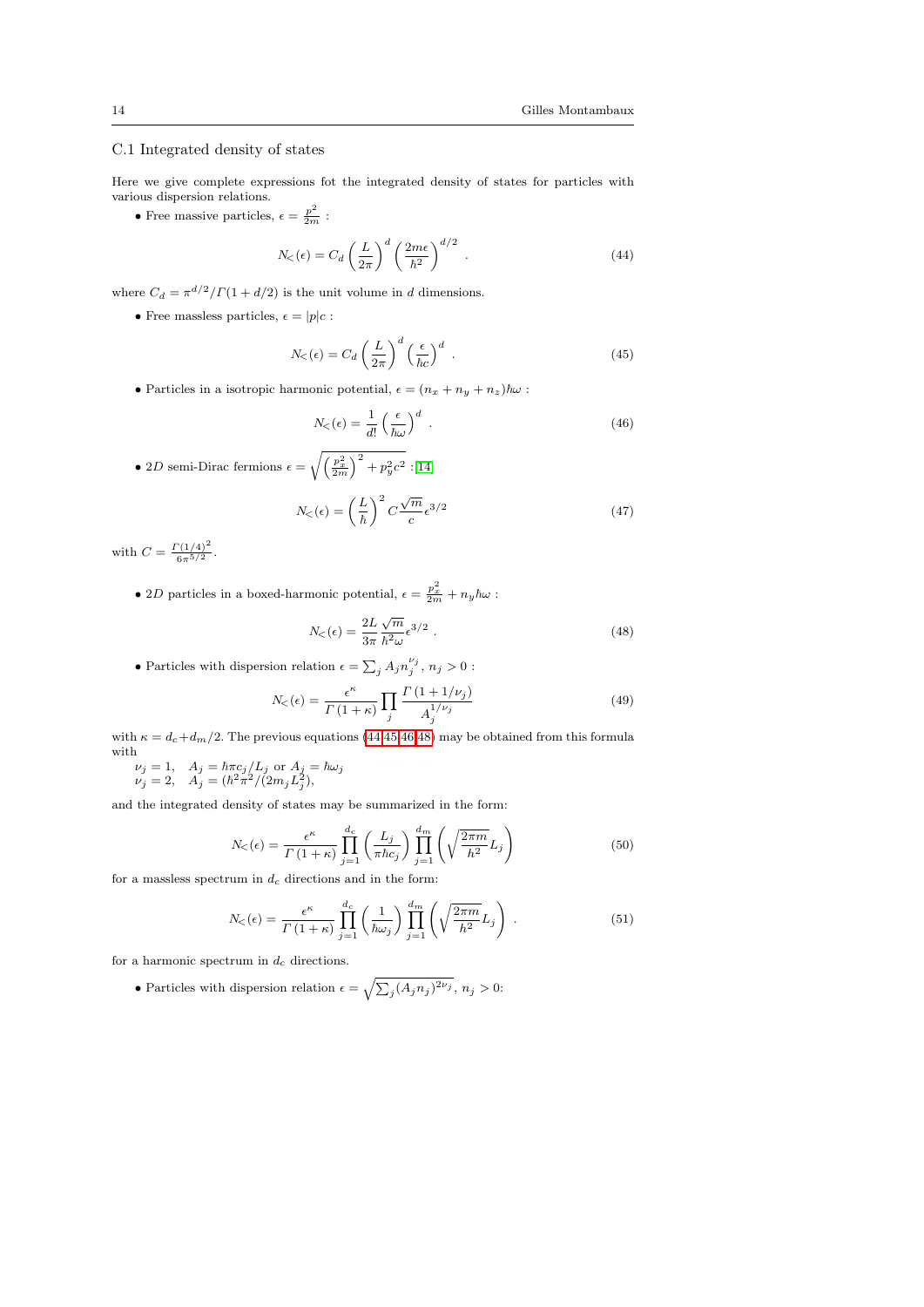### C.1 Integrated density of states

Here we give complete expressions fot the integrated density of states for particles with various dispersion relations.

• Free massive particles, $\epsilon = \frac{p^2}{2m}$ :

$$N_<(\epsilon) = C_d \left(\frac{L}{2\pi}\right)^d \left(\frac{2m\epsilon}{\hbar^2}\right)^{d/2} . \tag{44}$$

where $C_d = \pi^{d/2}/\Gamma(1+d/2)$ is the unit volume in $d$ dimensions.

• Free massless particles, $\epsilon = |p|c$ :

$$N_<(\epsilon) = C_d \left(\frac{L}{2\pi}\right)^d \left(\frac{\epsilon}{\hbar c}\right)^d . \tag{45}$$

• Particles in a isotropic harmonic potential, $\epsilon = (n_x + n_y + n_z)\hbar\omega$ :

$$N_<(\epsilon) = \frac{1}{d!} \left(\frac{\epsilon}{\hbar\omega}\right)^d . \tag{46}$$

• $2D$ semi-Dirac fermions $\epsilon = \sqrt{\left(\frac{p_x^2}{2m}\right)^2 + p_y^2 c^2}$ : [14]

$$N_<(\epsilon) = \left(\frac{L}{\hbar}\right)^2 C \frac{\sqrt{m}}{c} \epsilon^{3/2} \tag{47}$$

with $C = \frac{\Gamma(1/4)^2}{6\pi^{5/2}}$.

• $2D$ particles in a boxed-harmonic potential, $\epsilon = \frac{p_x^2}{2m} + n_y\hbar\omega$ :

$$N_<(\epsilon) = \frac{2L}{3\pi} \frac{\sqrt{m}}{\hbar^2\omega} \epsilon^{3/2} . \tag{48}$$

• Particles with dispersion relation $\epsilon = \sum_j A_j n_j^{\nu_j}$, $n_j > 0$ :

$$N_<(\epsilon) = \frac{\epsilon^\kappa}{\Gamma(1+\kappa)} \prod_j \frac{\Gamma(1+1/\nu_j)}{A_j^{1/\nu_j}} \tag{49}$$

with $\kappa = d_c + d_m/2$. The previous equations (44,45,46,48) may be obtained from this formula with

$\nu_j = 1, \quad A_j = \hbar\pi c_j/L_j$ or $A_j = \hbar\omega_j$
$\nu_j = 2, \quad A_j = (\hbar^2\pi^2/(2m_j L_j^2)$,

and the integrated density of states may be summarized in the form:

$$N_<(\epsilon) = \frac{\epsilon^\kappa}{\Gamma(1+\kappa)} \prod_{j=1}^{d_c} \left(\frac{L_j}{\pi\hbar c_j}\right) \prod_{j=1}^{d_m} \left(\sqrt{\frac{2\pi m}{h^2}} L_j\right) \tag{50}$$

for a massless spectrum in $d_c$ directions and in the form:

$$N_<(\epsilon) = \frac{\epsilon^\kappa}{\Gamma(1+\kappa)} \prod_{j=1}^{d_c} \left(\frac{1}{\hbar\omega_j}\right) \prod_{j=1}^{d_m} \left(\sqrt{\frac{2\pi m}{h^2}} L_j\right) . \tag{51}$$

for a harmonic spectrum in $d_c$ directions.

• Particles with dispersion relation $\epsilon = \sqrt{\sum_j (A_j n_j)^{2\nu_j}}$, $n_j > 0$: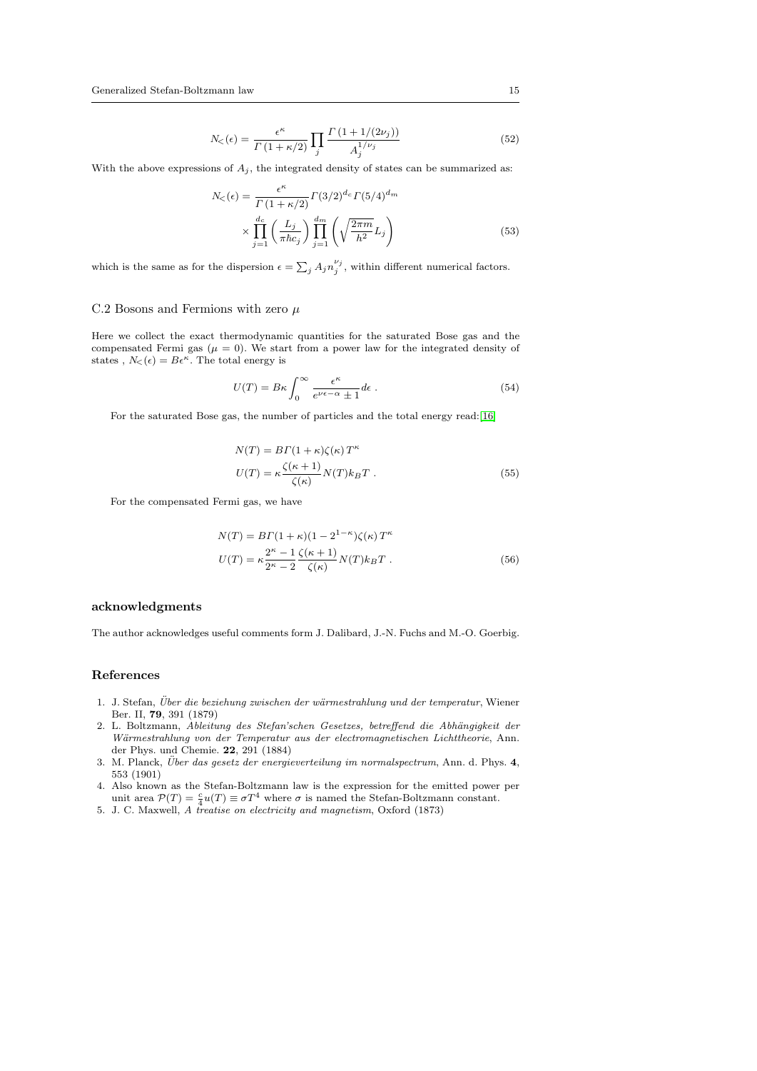$$N_<(\epsilon) = \frac{\epsilon^\kappa}{\Gamma\left(1+\kappa/2\right)} \prod_j \frac{\Gamma\left(1+1/(2\nu_j)\right)}{A_j^{1/\nu_j}} \tag{52}$$

With the above expressions of $A_j$, the integrated density of states can be summarized as:

$$N_<(\epsilon) = \frac{\epsilon^\kappa}{\Gamma\left(1+\kappa/2\right)} \Gamma(3/2)^{d_c} \Gamma(5/4)^{d_m} \times \prod_{j=1}^{d_c} \left(\frac{L_j}{\pi\hbar c_j}\right) \prod_{j=1}^{d_m} \left(\sqrt{\frac{2\pi m}{h^2}} L_j\right) \tag{53}$$

which is the same as for the dispersion $\epsilon = \sum_j A_j n_j^{\nu_j}$, within different numerical factors.

## C.2 Bosons and Fermions with zero $\mu$

Here we collect the exact thermodynamic quantities for the saturated Bose gas and the compensated Fermi gas ($\mu = 0$). We start from a power law for the integrated density of states , $N_<(\epsilon) = B\epsilon^\kappa$. The total energy is

$$U(T) = B\kappa \int_0^\infty \frac{\epsilon^\kappa}{e^{\nu\epsilon-\alpha} \pm 1} d\epsilon \ . \tag{54}$$

For the saturated Bose gas, the number of particles and the total energy read:[16]

$$\begin{aligned} N(T) &= B\Gamma(1+\kappa)\zeta(\kappa)\, T^\kappa \\ U(T) &= \kappa \frac{\zeta(\kappa+1)}{\zeta(\kappa)} N(T) k_B T \ . \end{aligned} \tag{55}$$

For the compensated Fermi gas, we have

$$\begin{aligned} N(T) &= B\Gamma(1+\kappa)(1-2^{1-\kappa})\zeta(\kappa)\, T^\kappa \\ U(T) &= \kappa \frac{2^\kappa - 1}{2^\kappa - 2} \frac{\zeta(\kappa+1)}{\zeta(\kappa)} N(T) k_B T \ . \end{aligned} \tag{56}$$

## acknowledgments

The author acknowledges useful comments form J. Dalibard, J.-N. Fuchs and M.-O. Goerbig.

## References

1. J. Stefan, *Über die beziehung zwischen der wärmestrahlung und der temperatur*, Wiener Ber. II, **79**, 391 (1879)
2. L. Boltzmann, *Ableitung des Stefan'schen Gesetzes, betreffend die Abhängigkeit der Wärmestrahlung von der Temperatur aus der electromagnetischen Lichttheorie*, Ann. der Phys. und Chemie. **22**, 291 (1884)
3. M. Planck, *Über das gesetz der energieverteilung im normalspectrum*, Ann. d. Phys. **4**, 553 (1901)
4. Also known as the Stefan-Boltzmann law is the expression for the emitted power per unit area $\mathcal{P}(T) = \frac{c}{4} u(T) \equiv \sigma T^4$ where $\sigma$ is named the Stefan-Boltzmann constant.
5. J. C. Maxwell, *A treatise on electricity and magnetism*, Oxford (1873)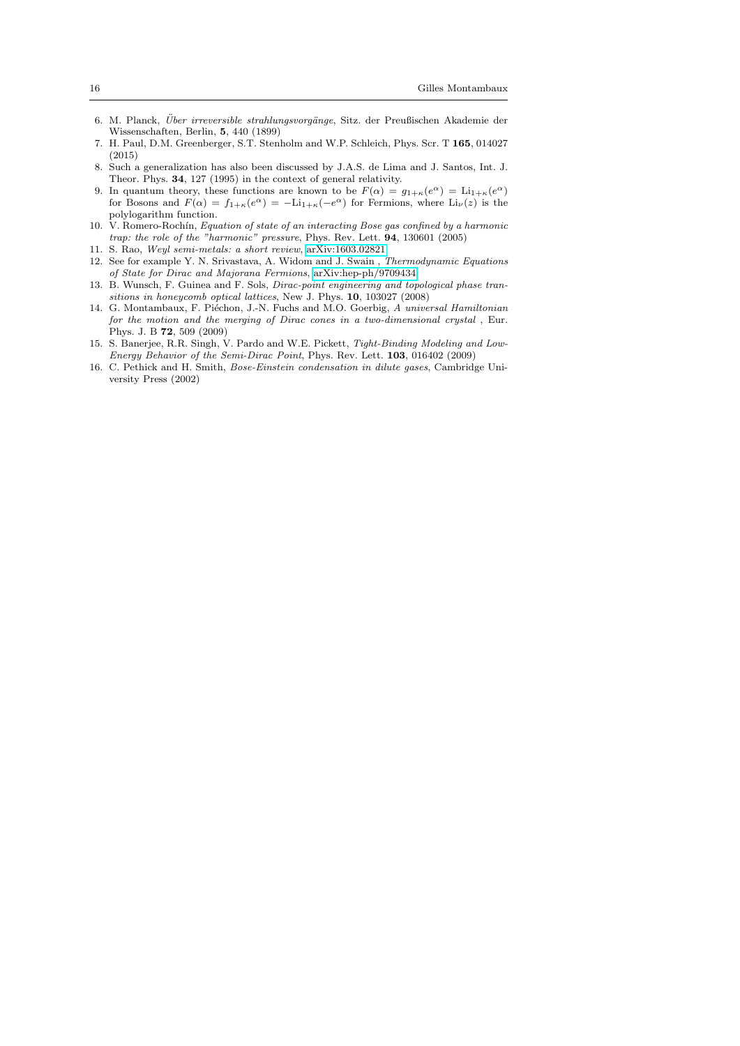6. M. Planck, *Über irreversible strahlungsvorgänge*, Sitz. der Preußischen Akademie der Wissenschaften, Berlin, **5**, 440 (1899)
7. H. Paul, D.M. Greenberger, S.T. Stenholm and W.P. Schleich, Phys. Scr. T **165**, 014027 (2015)
8. Such a generalization has also been discussed by J.A.S. de Lima and J. Santos, Int. J. Theor. Phys. **34**, 127 (1995) in the context of general relativity.
9. In quantum theory, these functions are known to be $F(\alpha) = g_{1+\kappa}(e^{\alpha}) = \mathrm{Li}_{1+\kappa}(e^{\alpha})$ for Bosons and $F(\alpha) = f_{1+\kappa}(e^{\alpha}) = -\mathrm{Li}_{1+\kappa}(-e^{\alpha})$ for Fermions, where $\mathrm{Li}_{\nu}(z)$ is the polylogarithm function.
10. V. Romero-Rochín, *Equation of state of an interacting Bose gas confined by a harmonic trap: the role of the "harmonic" pressure*, Phys. Rev. Lett. **94**, 130601 (2005)
11. S. Rao, *Weyl semi-metals: a short review*, arXiv:1603.02821
12. See for example Y. N. Srivastava, A. Widom and J. Swain , *Thermodynamic Equations of State for Dirac and Majorana Fermions*, arXiv:hep-ph/9709434
13. B. Wunsch, F. Guinea and F. Sols, *Dirac-point engineering and topological phase transitions in honeycomb optical lattices*, New J. Phys. **10**, 103027 (2008)
14. G. Montambaux, F. Piéchon, J.-N. Fuchs and M.O. Goerbig, *A universal Hamiltonian for the motion and the merging of Dirac cones in a two-dimensional crystal* , Eur. Phys. J. B **72**, 509 (2009)
15. S. Banerjee, R.R. Singh, V. Pardo and W.E. Pickett, *Tight-Binding Modeling and Low-Energy Behavior of the Semi-Dirac Point*, Phys. Rev. Lett. **103**, 016402 (2009)
16. C. Pethick and H. Smith, *Bose-Einstein condensation in dilute gases*, Cambridge University Press (2002)